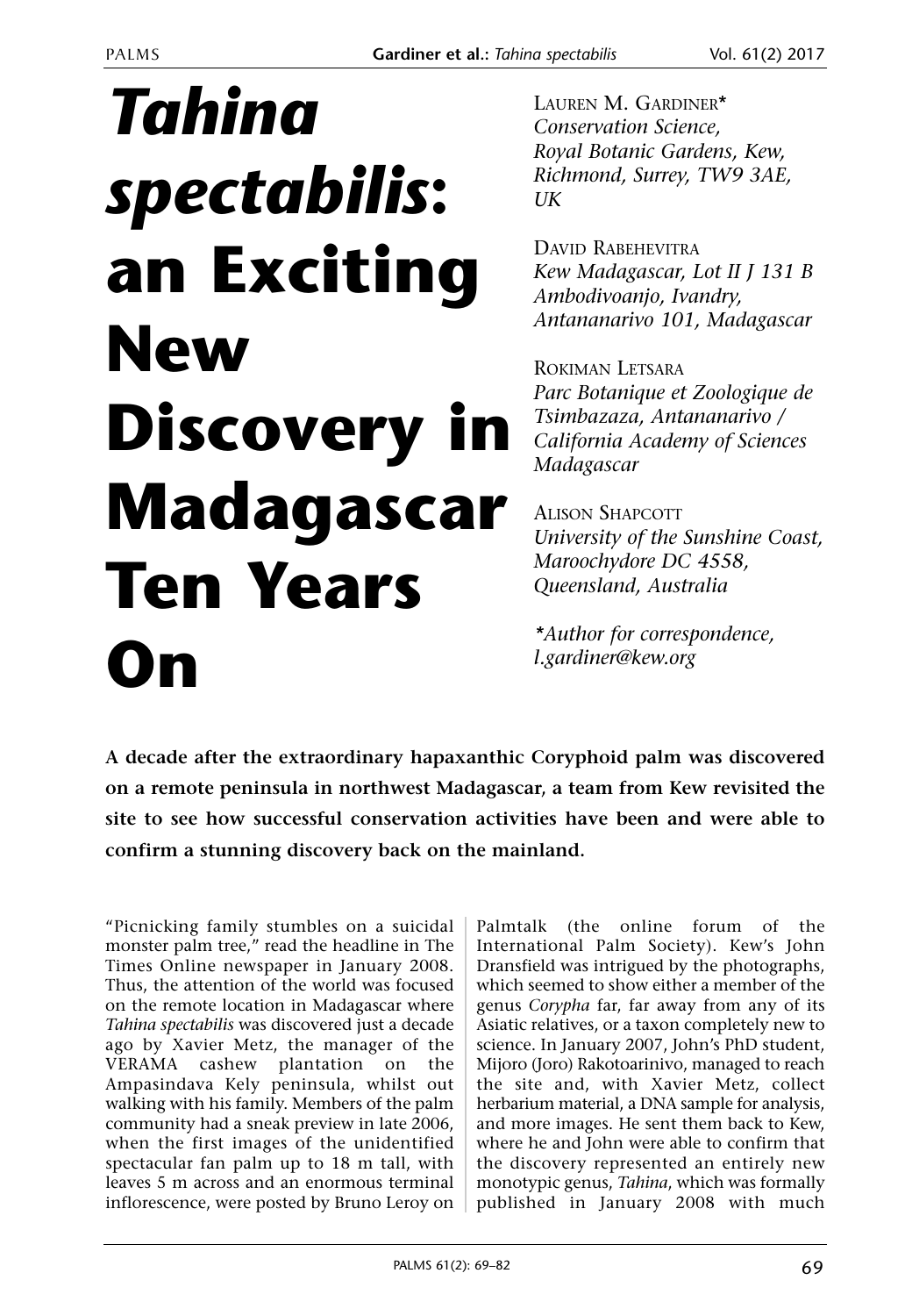# *Tahina spectabilis*: an Exciting New Discovery in Madagascar Ten Years On

Lauren M. Gardiner*
*Conservation Science, Royal Botanic Gardens, Kew, Richmond, Surrey, TW9 3AE, UK*

David Rabehevitra
*Kew Madagascar, Lot II J 131 B Ambodivoanjo, Ivandry, Antananarivo 101, Madagascar*

Rokiman Letsara
*Parc Botanique et Zoologique de Tsimbazaza, Antananarivo / California Academy of Sciences Madagascar*

Alison Shapcott
*University of the Sunshine Coast, Maroochydore DC 4558, Queensland, Australia*

**Author for correspondence, l.gardiner@kew.org*

**A decade after the extraordinary hapaxanthic Coryphoid palm was discovered on a remote peninsula in northwest Madagascar, a team from Kew revisited the site to see how successful conservation activities have been and were able to confirm a stunning discovery back on the mainland.**

"Picnicking family stumbles on a suicidal monster palm tree," read the headline in The Times Online newspaper in January 2008. Thus, the attention of the world was focused on the remote location in Madagascar where *Tahina spectabilis* was discovered just a decade ago by Xavier Metz, the manager of the VERAMA cashew plantation on the Ampasindava Kely peninsula, whilst out walking with his family. Members of the palm community had a sneak preview in late 2006, when the first images of the unidentified spectacular fan palm up to 18 m tall, with leaves 5 m across and an enormous terminal inflorescence, were posted by Bruno Leroy on Palmtalk (the online forum of the International Palm Society). Kew's John Dransfield was intrigued by the photographs, which seemed to show either a member of the genus *Corypha* far, far away from any of its Asiatic relatives, or a taxon completely new to science. In January 2007, John's PhD student, Mijoro (Joro) Rakotoarinivo, managed to reach the site and, with Xavier Metz, collect herbarium material, a DNA sample for analysis, and more images. He sent them back to Kew, where he and John were able to confirm that the discovery represented an entirely new monotypic genus, *Tahina*, which was formally published in January 2008 with much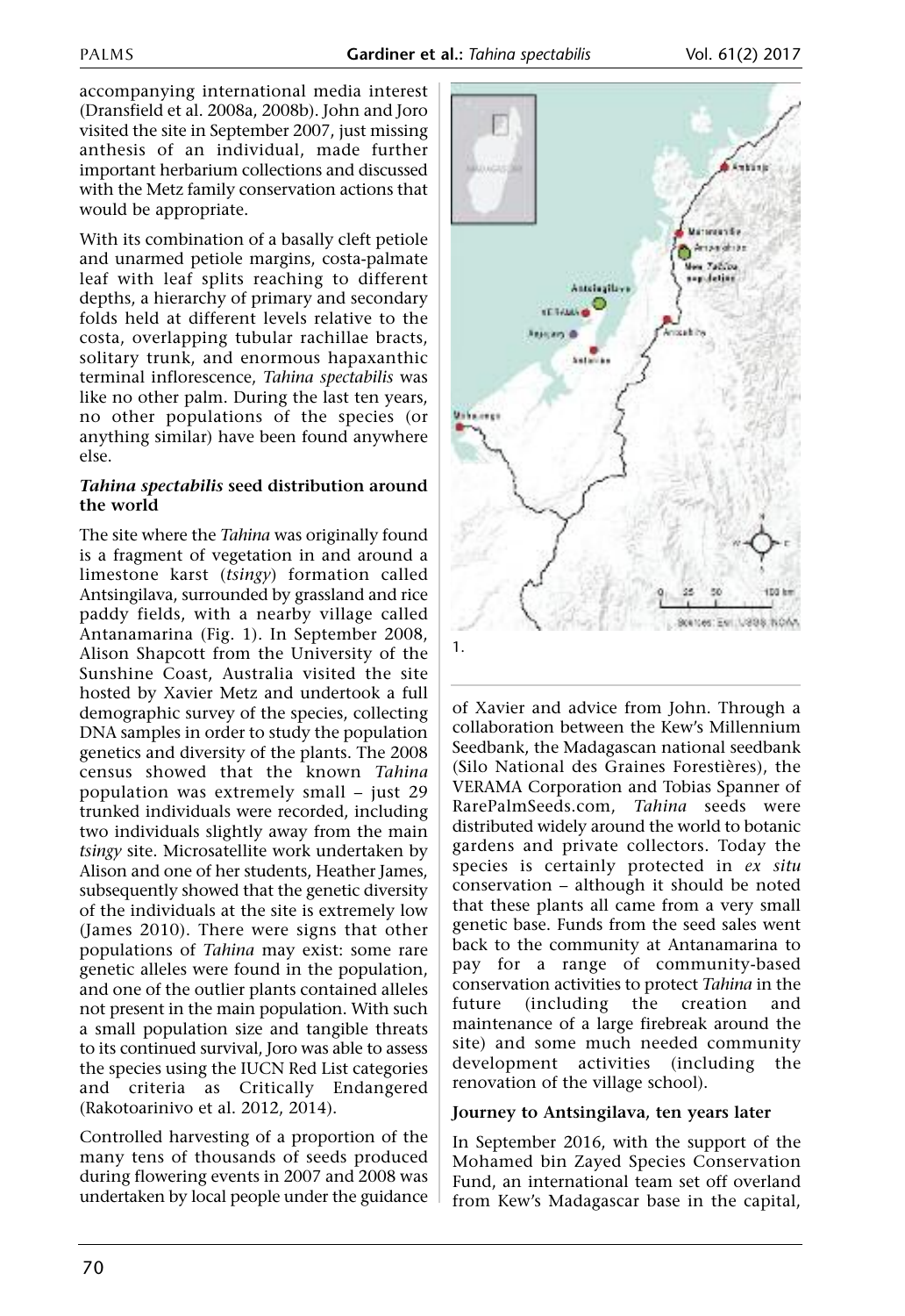accompanying international media interest (Dransfield et al. 2008a, 2008b). John and Joro visited the site in September 2007, just missing anthesis of an individual, made further important herbarium collections and discussed with the Metz family conservation actions that would be appropriate.

With its combination of a basally cleft petiole and unarmed petiole margins, costa-palmate leaf with leaf splits reaching to different depths, a hierarchy of primary and secondary folds held at different levels relative to the costa, overlapping tubular rachillae bracts, solitary trunk, and enormous hapaxanthic terminal inflorescence, *Tahina spectabilis* was like no other palm. During the last ten years, no other populations of the species (or anything similar) have been found anywhere else.

### *Tahina spectabilis* seed distribution around the world

The site where the *Tahina* was originally found is a fragment of vegetation in and around a limestone karst (*tsingy*) formation called Antsingilava, surrounded by grassland and rice paddy fields, with a nearby village called Antanamarina (Fig. 1). In September 2008, Alison Shapcott from the University of the Sunshine Coast, Australia visited the site hosted by Xavier Metz and undertook a full demographic survey of the species, collecting DNA samples in order to study the population genetics and diversity of the plants. The 2008 census showed that the known *Tahina* population was extremely small – just 29 trunked individuals were recorded, including two individuals slightly away from the main *tsingy* site. Microsatellite work undertaken by Alison and one of her students, Heather James, subsequently showed that the genetic diversity of the individuals at the site is extremely low (James 2010). There were signs that other populations of *Tahina* may exist: some rare genetic alleles were found in the population, and one of the outlier plants contained alleles not present in the main population. With such a small population size and tangible threats to its continued survival, Joro was able to assess the species using the IUCN Red List categories and criteria as Critically Endangered (Rakotoarinivo et al. 2012, 2014).

Controlled harvesting of a proportion of the many tens of thousands of seeds produced during flowering events in 2007 and 2008 was undertaken by local people under the guidance of Xavier and advice from John. Through a collaboration between the Kew's Millennium Seedbank, the Madagascan national seedbank (Silo National des Graines Forestières), the VERAMA Corporation and Tobias Spanner of RarePalmSeeds.com, *Tahina* seeds were distributed widely around the world to botanic gardens and private collectors. Today the species is certainly protected in *ex situ* conservation – although it should be noted that these plants all came from a very small genetic base. Funds from the seed sales went back to the community at Antanamarina to pay for a range of community-based conservation activities to protect *Tahina* in the future (including the creation and maintenance of a large firebreak around the site) and some much needed community development activities (including the renovation of the village school).

1.

### Journey to Antsingilava, ten years later

In September 2016, with the support of the Mohamed bin Zayed Species Conservation Fund, an international team set off overland from Kew's Madagascar base in the capital,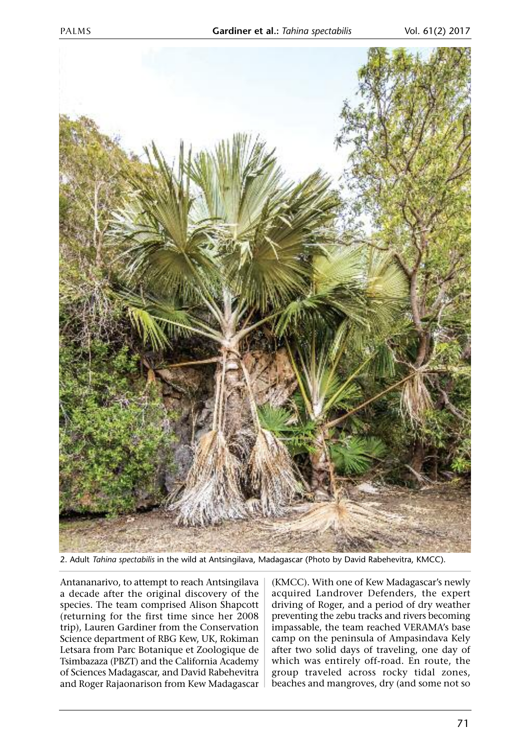2. Adult *Tahina spectabilis* in the wild at Antsingilava, Madagascar (Photo by David Rabehevitra, KMCC).

Antananarivo, to attempt to reach Antsingilava a decade after the original discovery of the species. The team comprised Alison Shapcott (returning for the first time since her 2008 trip), Lauren Gardiner from the Conservation Science department of RBG Kew, UK, Rokiman Letsara from Parc Botanique et Zoologique de Tsimbazaza (PBZT) and the California Academy of Sciences Madagascar, and David Rabehevitra and Roger Rajaonarison from Kew Madagascar (KMCC). With one of Kew Madagascar's newly acquired Landrover Defenders, the expert driving of Roger, and a period of dry weather preventing the zebu tracks and rivers becoming impassable, the team reached VERAMA's base camp on the peninsula of Ampasindava Kely after two solid days of traveling, one day of which was entirely off-road. En route, the group traveled across rocky tidal zones, beaches and mangroves, dry (and some not so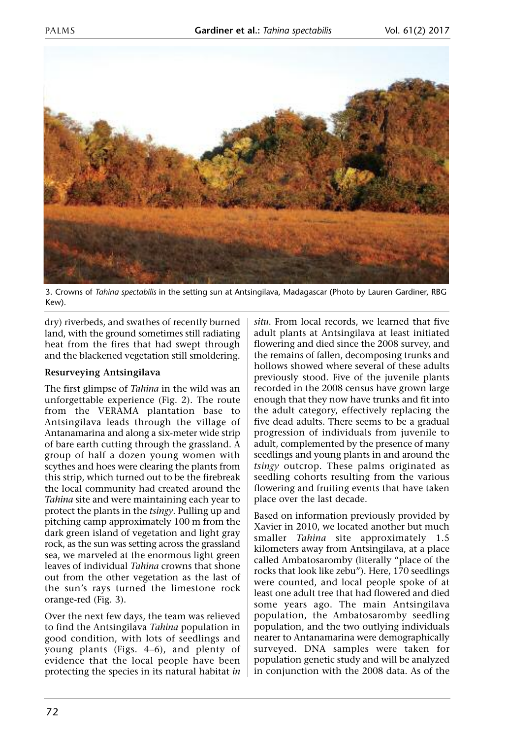3. Crowns of *Tahina spectabilis* in the setting sun at Antsingilava, Madagascar (Photo by Lauren Gardiner, RBG Kew).

dry) riverbeds, and swathes of recently burned land, with the ground sometimes still radiating heat from the fires that had swept through and the blackened vegetation still smoldering.

**Resurveying Antsingilava**

The first glimpse of *Tahina* in the wild was an unforgettable experience (Fig. 2). The route from the VERAMA plantation base to Antsingilava leads through the village of Antanamarina and along a six-meter wide strip of bare earth cutting through the grassland. A group of half a dozen young women with scythes and hoes were clearing the plants from this strip, which turned out to be the firebreak the local community had created around the *Tahina* site and were maintaining each year to protect the plants in the *tsingy*. Pulling up and pitching camp approximately 100 m from the dark green island of vegetation and light gray rock, as the sun was setting across the grassland sea, we marveled at the enormous light green leaves of individual *Tahina* crowns that shone out from the other vegetation as the last of the sun's rays turned the limestone rock orange-red (Fig. 3).

Over the next few days, the team was relieved to find the Antsingilava *Tahina* population in good condition, with lots of seedlings and young plants (Figs. 4–6), and plenty of evidence that the local people have been protecting the species in its natural habitat *in situ*. From local records, we learned that five adult plants at Antsingilava at least initiated flowering and died since the 2008 survey, and the remains of fallen, decomposing trunks and hollows showed where several of these adults previously stood. Five of the juvenile plants recorded in the 2008 census have grown large enough that they now have trunks and fit into the adult category, effectively replacing the five dead adults. There seems to be a gradual progression of individuals from juvenile to adult, complemented by the presence of many seedlings and young plants in and around the *tsingy* outcrop. These palms originated as seedling cohorts resulting from the various flowering and fruiting events that have taken place over the last decade.

Based on information previously provided by Xavier in 2010, we located another but much smaller *Tahina* site approximately 1.5 kilometers away from Antsingilava, at a place called Ambatosaromby (literally "place of the rocks that look like zebu"). Here, 170 seedlings were counted, and local people spoke of at least one adult tree that had flowered and died some years ago. The main Antsingilava population, the Ambatosaromby seedling population, and the two outlying individuals nearer to Antanamarina were demographically surveyed. DNA samples were taken for population genetic study and will be analyzed in conjunction with the 2008 data. As of the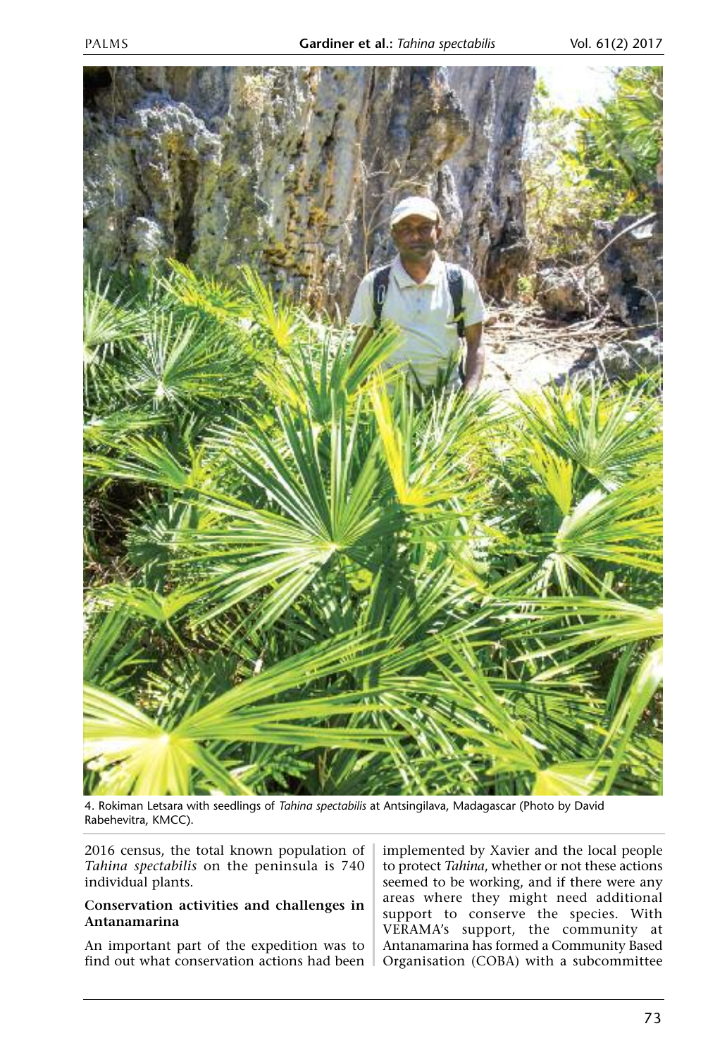4. Rokiman Letsara with seedlings of *Tahina spectabilis* at Antsingilava, Madagascar (Photo by David Rabehevitra, KMCC).

2016 census, the total known population of *Tahina spectabilis* on the peninsula is 740 individual plants.

**Conservation activities and challenges in Antanamarina**

An important part of the expedition was to find out what conservation actions had been implemented by Xavier and the local people to protect *Tahina*, whether or not these actions seemed to be working, and if there were any areas where they might need additional support to conserve the species. With VERAMA's support, the community at Antanamarina has formed a Community Based Organisation (COBA) with a subcommittee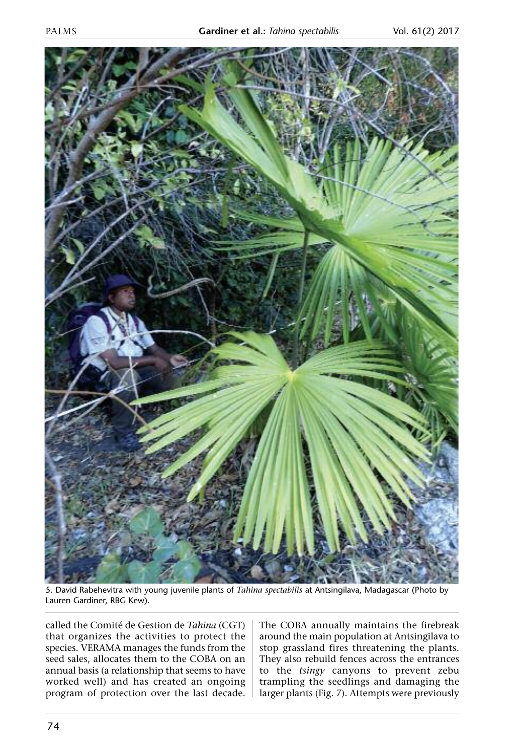5. David Rabehevitra with young juvenile plants of *Tahina spectabilis* at Antsingilava, Madagascar (Photo by Lauren Gardiner, RBG Kew).

called the Comité de Gestion de *Tahina* (CGT) that organizes the activities to protect the species. VERAMA manages the funds from the seed sales, allocates them to the COBA on an annual basis (a relationship that seems to have worked well) and has created an ongoing program of protection over the last decade. The COBA annually maintains the firebreak around the main population at Antsingilava to stop grassland fires threatening the plants. They also rebuild fences across the entrances to the *tsingy* canyons to prevent zebu trampling the seedlings and damaging the larger plants (Fig. 7). Attempts were previously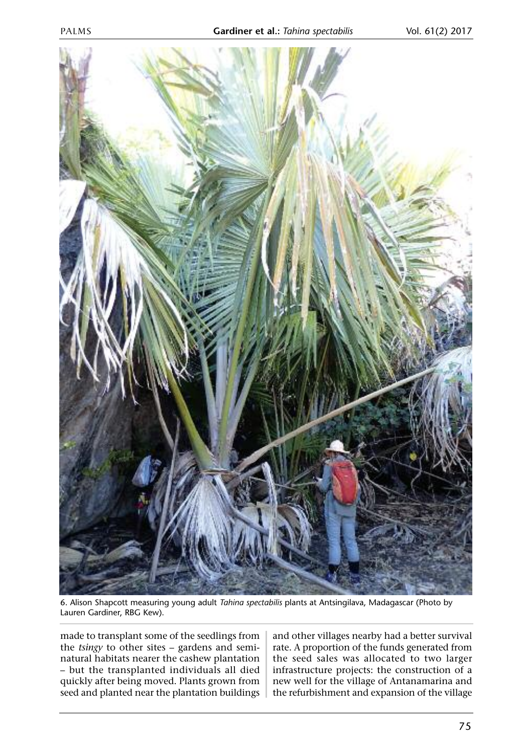6. Alison Shapcott measuring young adult *Tahina spectabilis* plants at Antsingilava, Madagascar (Photo by Lauren Gardiner, RBG Kew).

made to transplant some of the seedlings from the *tsingy* to other sites – gardens and semi-natural habitats nearer the cashew plantation – but the transplanted individuals all died quickly after being moved. Plants grown from seed and planted near the plantation buildings and other villages nearby had a better survival rate. A proportion of the funds generated from the seed sales was allocated to two larger infrastructure projects: the construction of a new well for the village of Antanamarina and the refurbishment and expansion of the village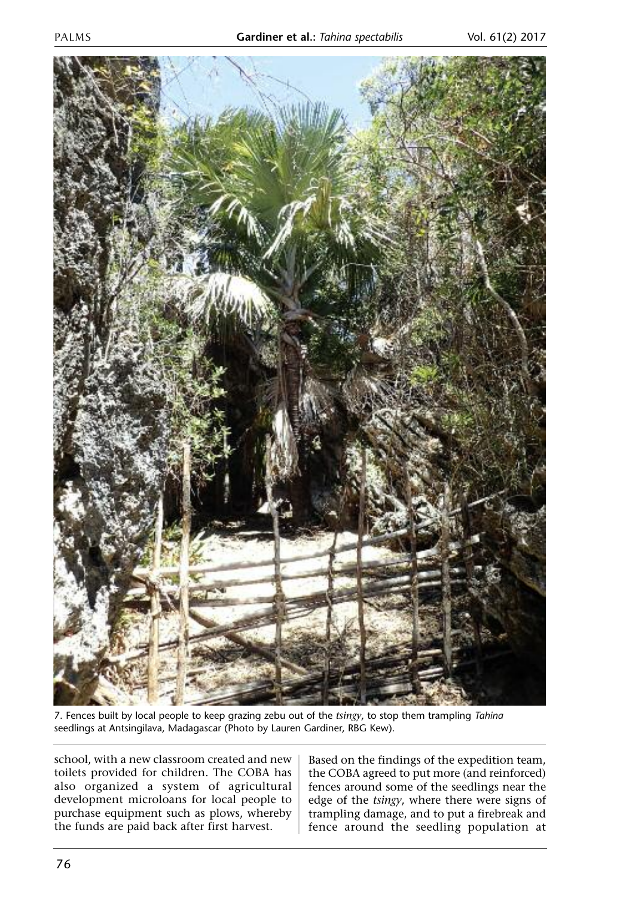7. Fences built by local people to keep grazing zebu out of the *tsingy*, to stop them trampling *Tahina* seedlings at Antsingilava, Madagascar (Photo by Lauren Gardiner, RBG Kew).

school, with a new classroom created and new toilets provided for children. The COBA has also organized a system of agricultural development microloans for local people to purchase equipment such as plows, whereby the funds are paid back after first harvest.

Based on the findings of the expedition team, the COBA agreed to put more (and reinforced) fences around some of the seedlings near the edge of the *tsingy*, where there were signs of trampling damage, and to put a firebreak and fence around the seedling population at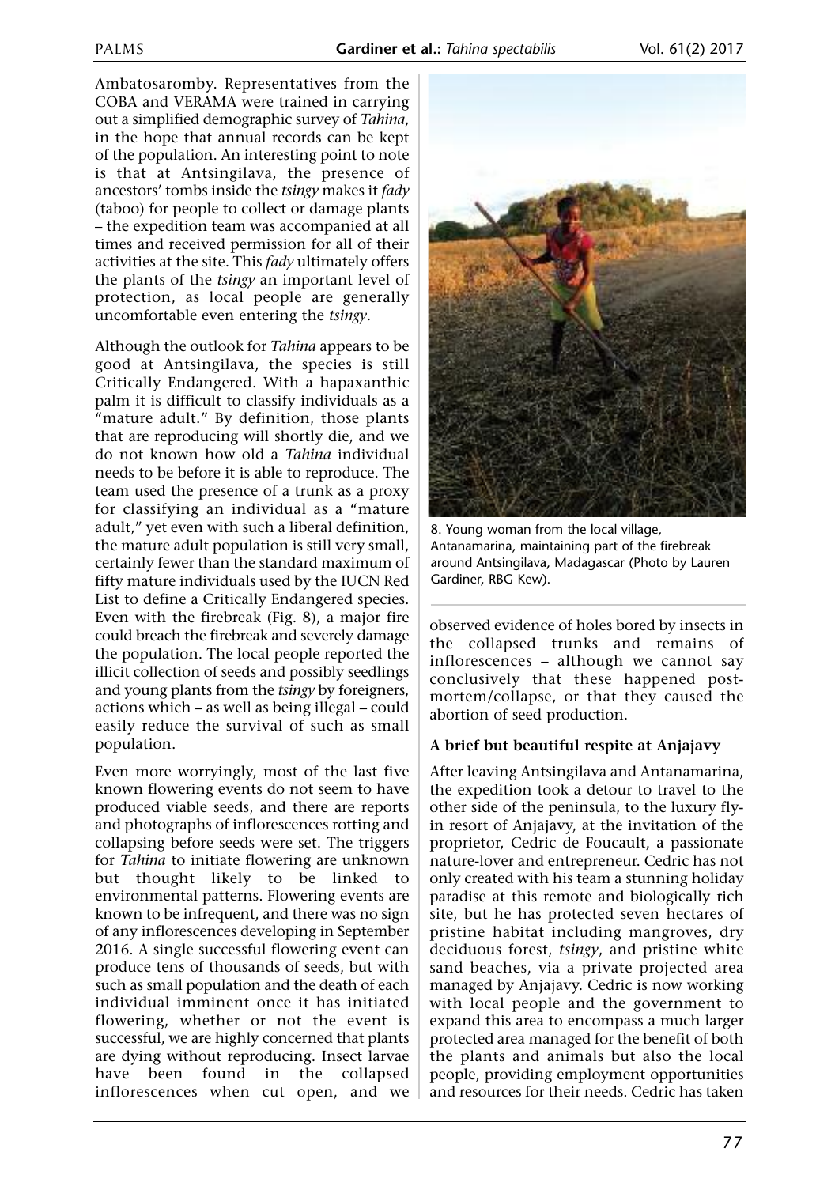Ambatosaromby. Representatives from the COBA and VERAMA were trained in carrying out a simplified demographic survey of *Tahina*, in the hope that annual records can be kept of the population. An interesting point to note is that at Antsingilava, the presence of ancestors' tombs inside the *tsingy* makes it *fady* (taboo) for people to collect or damage plants – the expedition team was accompanied at all times and received permission for all of their activities at the site. This *fady* ultimately offers the plants of the *tsingy* an important level of protection, as local people are generally uncomfortable even entering the *tsingy*.

Although the outlook for *Tahina* appears to be good at Antsingilava, the species is still Critically Endangered. With a hapaxanthic palm it is difficult to classify individuals as a "mature adult." By definition, those plants that are reproducing will shortly die, and we do not known how old a *Tahina* individual needs to be before it is able to reproduce. The team used the presence of a trunk as a proxy for classifying an individual as a "mature adult," yet even with such a liberal definition, the mature adult population is still very small, certainly fewer than the standard maximum of fifty mature individuals used by the IUCN Red List to define a Critically Endangered species. Even with the firebreak (Fig. 8), a major fire could breach the firebreak and severely damage the population. The local people reported the illicit collection of seeds and possibly seedlings and young plants from the *tsingy* by foreigners, actions which – as well as being illegal – could easily reduce the survival of such as small population.

Even more worryingly, most of the last five known flowering events do not seem to have produced viable seeds, and there are reports and photographs of inflorescences rotting and collapsing before seeds were set. The triggers for *Tahina* to initiate flowering are unknown but thought likely to be linked to environmental patterns. Flowering events are known to be infrequent, and there was no sign of any inflorescences developing in September 2016. A single successful flowering event can produce tens of thousands of seeds, but with such as small population and the death of each individual imminent once it has initiated flowering, whether or not the event is successful, we are highly concerned that plants are dying without reproducing. Insect larvae have been found in the collapsed inflorescences when cut open, and we observed evidence of holes bored by insects in the collapsed trunks and remains of inflorescences – although we cannot say conclusively that these happened post-mortem/collapse, or that they caused the abortion of seed production.

8. Young woman from the local village, Antanamarina, maintaining part of the firebreak around Antsingilava, Madagascar (Photo by Lauren Gardiner, RBG Kew).

### A brief but beautiful respite at Anjajavy

After leaving Antsingilava and Antanamarina, the expedition took a detour to travel to the other side of the peninsula, to the luxury fly-in resort of Anjajavy, at the invitation of the proprietor, Cedric de Foucault, a passionate nature-lover and entrepreneur. Cedric has not only created with his team a stunning holiday paradise at this remote and biologically rich site, but he has protected seven hectares of pristine habitat including mangroves, dry deciduous forest, *tsingy*, and pristine white sand beaches, via a private projected area managed by Anjajavy. Cedric is now working with local people and the government to expand this area to encompass a much larger protected area managed for the benefit of both the plants and animals but also the local people, providing employment opportunities and resources for their needs. Cedric has taken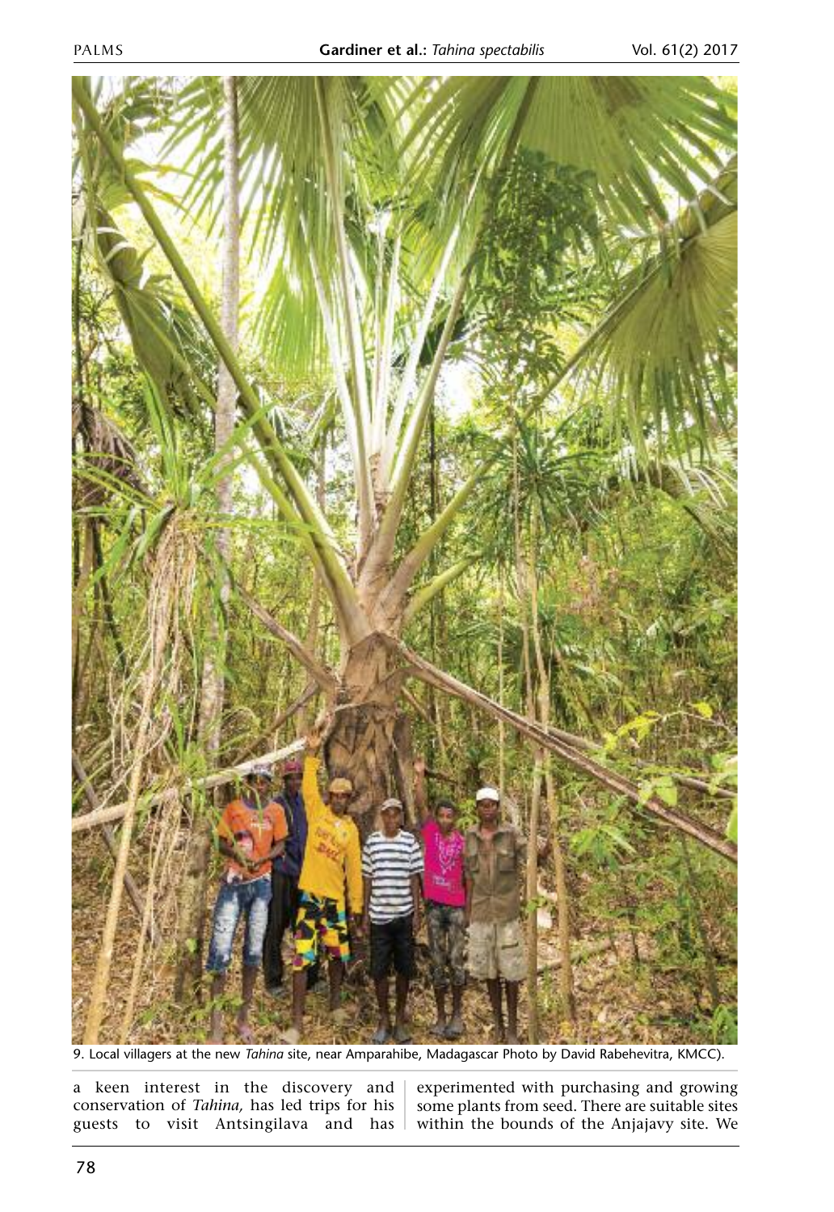9. Local villagers at the new *Tahina* site, near Amparahibe, Madagascar Photo by David Rabehevitra, KMCC).

a keen interest in the discovery and conservation of *Tahina*, has led trips for his guests to visit Antsingilava and has experimented with purchasing and growing some plants from seed. There are suitable sites within the bounds of the Anjajavy site. We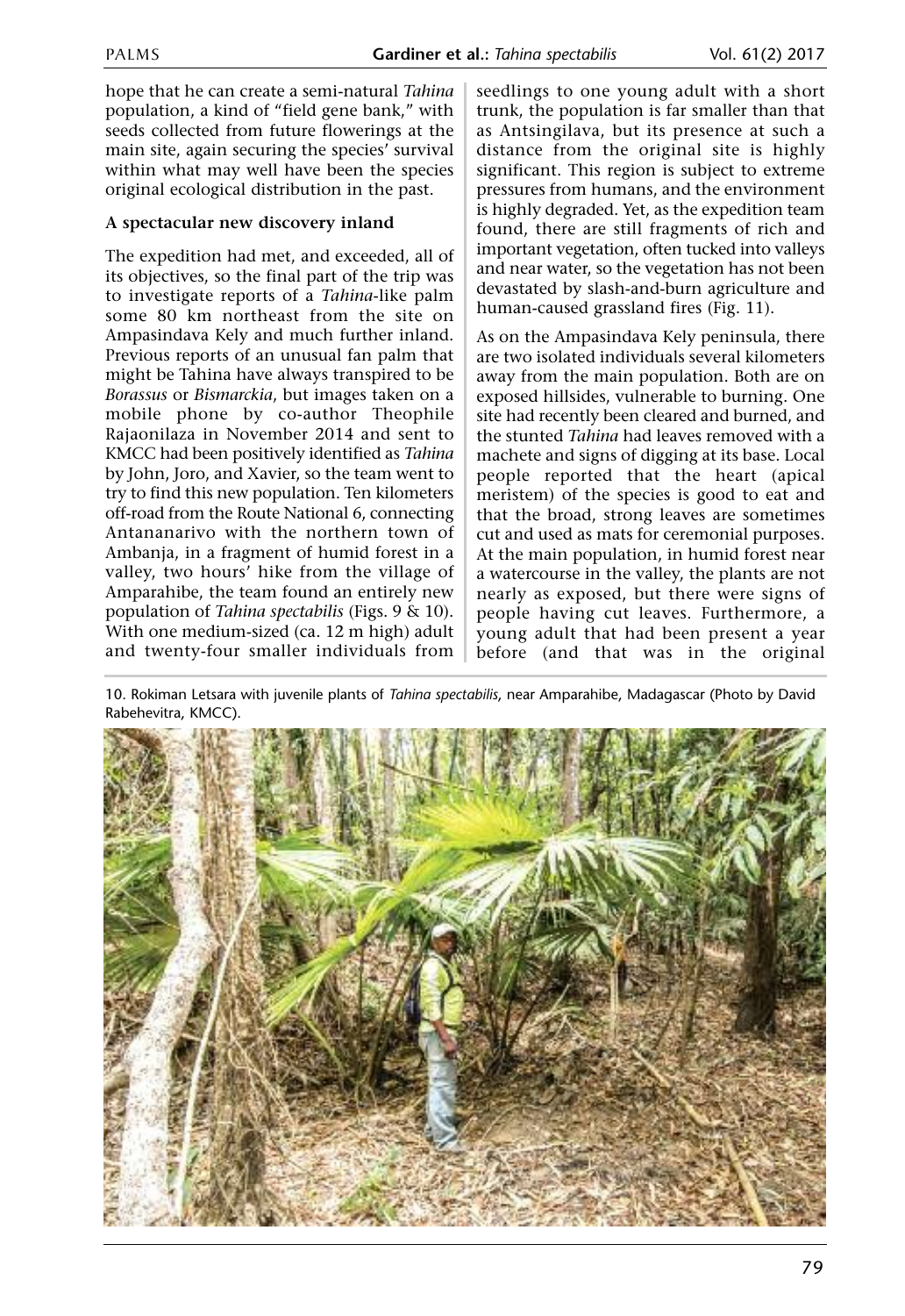hope that he can create a semi-natural *Tahina* population, a kind of "field gene bank," with seeds collected from future flowerings at the main site, again securing the species' survival within what may well have been the species original ecological distribution in the past.

### A spectacular new discovery inland

The expedition had met, and exceeded, all of its objectives, so the final part of the trip was to investigate reports of a *Tahina*-like palm some 80 km northeast from the site on Ampasindava Kely and much further inland. Previous reports of an unusual fan palm that might be Tahina have always transpired to be *Borassus* or *Bismarckia*, but images taken on a mobile phone by co-author Theophile Rajaonilaza in November 2014 and sent to KMCC had been positively identified as *Tahina* by John, Joro, and Xavier, so the team went to try to find this new population. Ten kilometers off-road from the Route National 6, connecting Antananarivo with the northern town of Ambanja, in a fragment of humid forest in a valley, two hours' hike from the village of Amparahibe, the team found an entirely new population of *Tahina spectabilis* (Figs. 9 & 10). With one medium-sized (ca. 12 m high) adult and twenty-four smaller individuals from seedlings to one young adult with a short trunk, the population is far smaller than that as Antsingilava, but its presence at such a distance from the original site is highly significant. This region is subject to extreme pressures from humans, and the environment is highly degraded. Yet, as the expedition team found, there are still fragments of rich and important vegetation, often tucked into valleys and near water, so the vegetation has not been devastated by slash-and-burn agriculture and human-caused grassland fires (Fig. 11).

As on the Ampasindava Kely peninsula, there are two isolated individuals several kilometers away from the main population. Both are on exposed hillsides, vulnerable to burning. One site had recently been cleared and burned, and the stunted *Tahina* had leaves removed with a machete and signs of digging at its base. Local people reported that the heart (apical meristem) of the species is good to eat and that the broad, strong leaves are sometimes cut and used as mats for ceremonial purposes. At the main population, in humid forest near a watercourse in the valley, the plants are not nearly as exposed, but there were signs of people having cut leaves. Furthermore, a young adult that had been present a year before (and that was in the original

10. Rokiman Letsara with juvenile plants of *Tahina spectabilis*, near Amparahibe, Madagascar (Photo by David Rabehevitra, KMCC).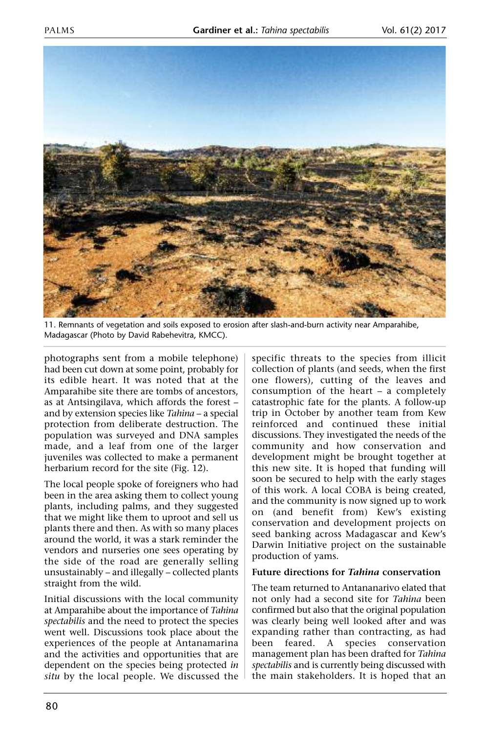11. Remnants of vegetation and soils exposed to erosion after slash-and-burn activity near Amparahibe, Madagascar (Photo by David Rabehevitra, KMCC).

photographs sent from a mobile telephone) had been cut down at some point, probably for its edible heart. It was noted that at the Amparahibe site there are tombs of ancestors, as at Antsingilava, which affords the forest – and by extension species like *Tahina* – a special protection from deliberate destruction. The population was surveyed and DNA samples made, and a leaf from one of the larger juveniles was collected to make a permanent herbarium record for the site (Fig. 12).

The local people spoke of foreigners who had been in the area asking them to collect young plants, including palms, and they suggested that we might like them to uproot and sell us plants there and then. As with so many places around the world, it was a stark reminder the vendors and nurseries one sees operating by the side of the road are generally selling unsustainably – and illegally – collected plants straight from the wild.

Initial discussions with the local community at Amparahibe about the importance of *Tahina spectabilis* and the need to protect the species went well. Discussions took place about the experiences of the people at Antanamarina and the activities and opportunities that are dependent on the species being protected *in situ* by the local people. We discussed the specific threats to the species from illicit collection of plants (and seeds, when the first one flowers), cutting of the leaves and consumption of the heart – a completely catastrophic fate for the plants. A follow-up trip in October by another team from Kew reinforced and continued these initial discussions. They investigated the needs of the community and how conservation and development might be brought together at this new site. It is hoped that funding will soon be secured to help with the early stages of this work. A local COBA is being created, and the community is now signed up to work on (and benefit from) Kew's existing conservation and development projects on seed banking across Madagascar and Kew's Darwin Initiative project on the sustainable production of yams.

### Future directions for *Tahina* conservation

The team returned to Antananarivo elated that not only had a second site for *Tahina* been confirmed but also that the original population was clearly being well looked after and was expanding rather than contracting, as had been feared. A species conservation management plan has been drafted for *Tahina spectabilis* and is currently being discussed with the main stakeholders. It is hoped that an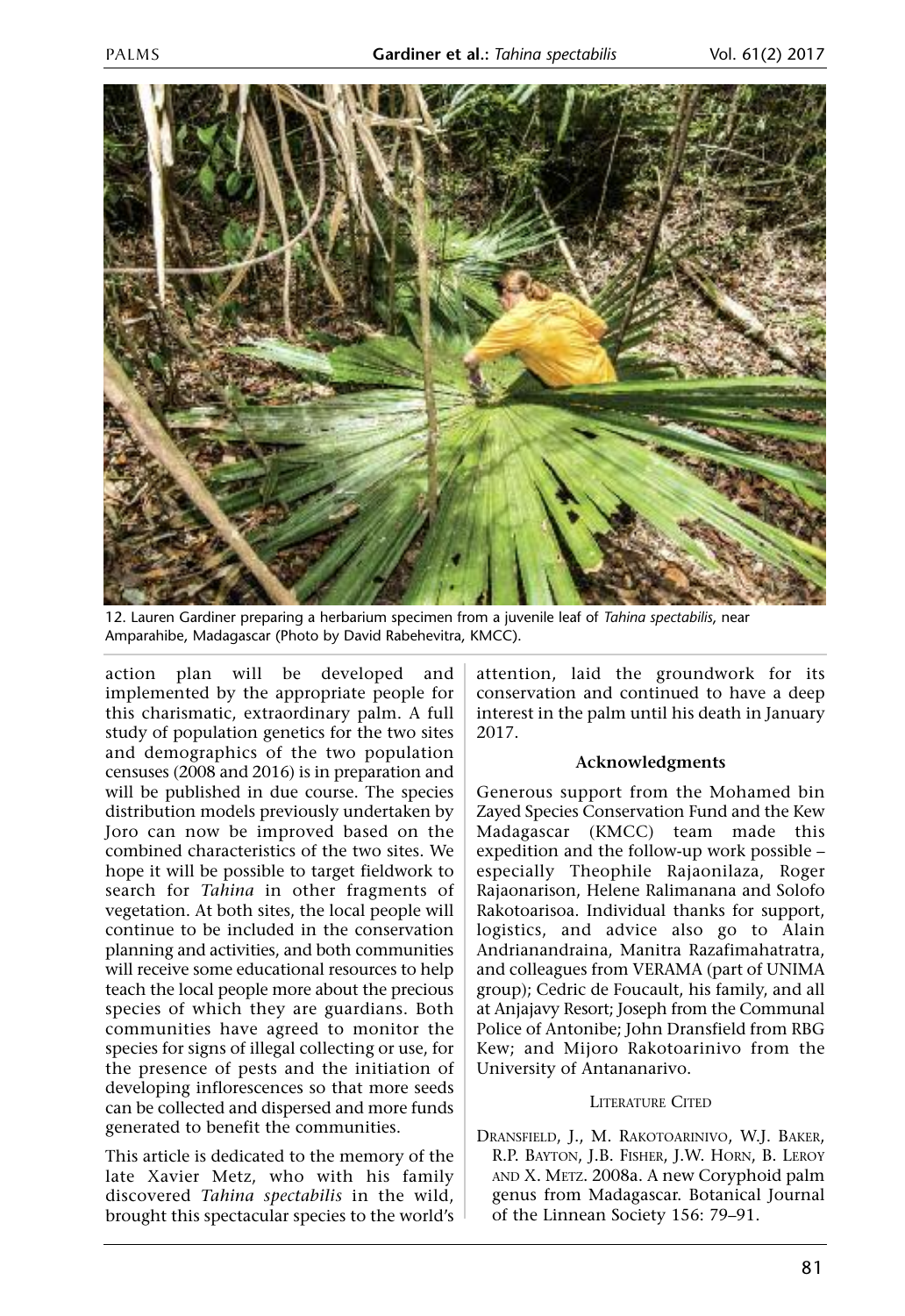12. Lauren Gardiner preparing a herbarium specimen from a juvenile leaf of *Tahina spectabilis*, near Amparahibe, Madagascar (Photo by David Rabehevitra, KMCC).

action plan will be developed and implemented by the appropriate people for this charismatic, extraordinary palm. A full study of population genetics for the two sites and demographics of the two population censuses (2008 and 2016) is in preparation and will be published in due course. The species distribution models previously undertaken by Joro can now be improved based on the combined characteristics of the two sites. We hope it will be possible to target fieldwork to search for *Tahina* in other fragments of vegetation. At both sites, the local people will continue to be included in the conservation planning and activities, and both communities will receive some educational resources to help teach the local people more about the precious species of which they are guardians. Both communities have agreed to monitor the species for signs of illegal collecting or use, for the presence of pests and the initiation of developing inflorescences so that more seeds can be collected and dispersed and more funds generated to benefit the communities.

This article is dedicated to the memory of the late Xavier Metz, who with his family discovered *Tahina spectabilis* in the wild, brought this spectacular species to the world's attention, laid the groundwork for its conservation and continued to have a deep interest in the palm until his death in January 2017.

### Acknowledgments

Generous support from the Mohamed bin Zayed Species Conservation Fund and the Kew Madagascar (KMCC) team made this expedition and the follow-up work possible – especially Theophile Rajaonilaza, Roger Rajaonarison, Helene Ralimanana and Solofo Rakotoarisoa. Individual thanks for support, logistics, and advice also go to Alain Andrianandraina, Manitra Razafimahatratra, and colleagues from VERAMA (part of UNIMA group); Cedric de Foucault, his family, and all at Anjajavy Resort; Joseph from the Communal Police of Antonibe; John Dransfield from RBG Kew; and Mijoro Rakotoarinivo from the University of Antananarivo.

### Literature Cited

Dransfield, J., M. Rakotoarinivo, W.J. Baker, R.P. Bayton, J.B. Fisher, J.W. Horn, B. Leroy and X. Metz. 2008a. A new Coryphoid palm genus from Madagascar. Botanical Journal of the Linnean Society 156: 79–91.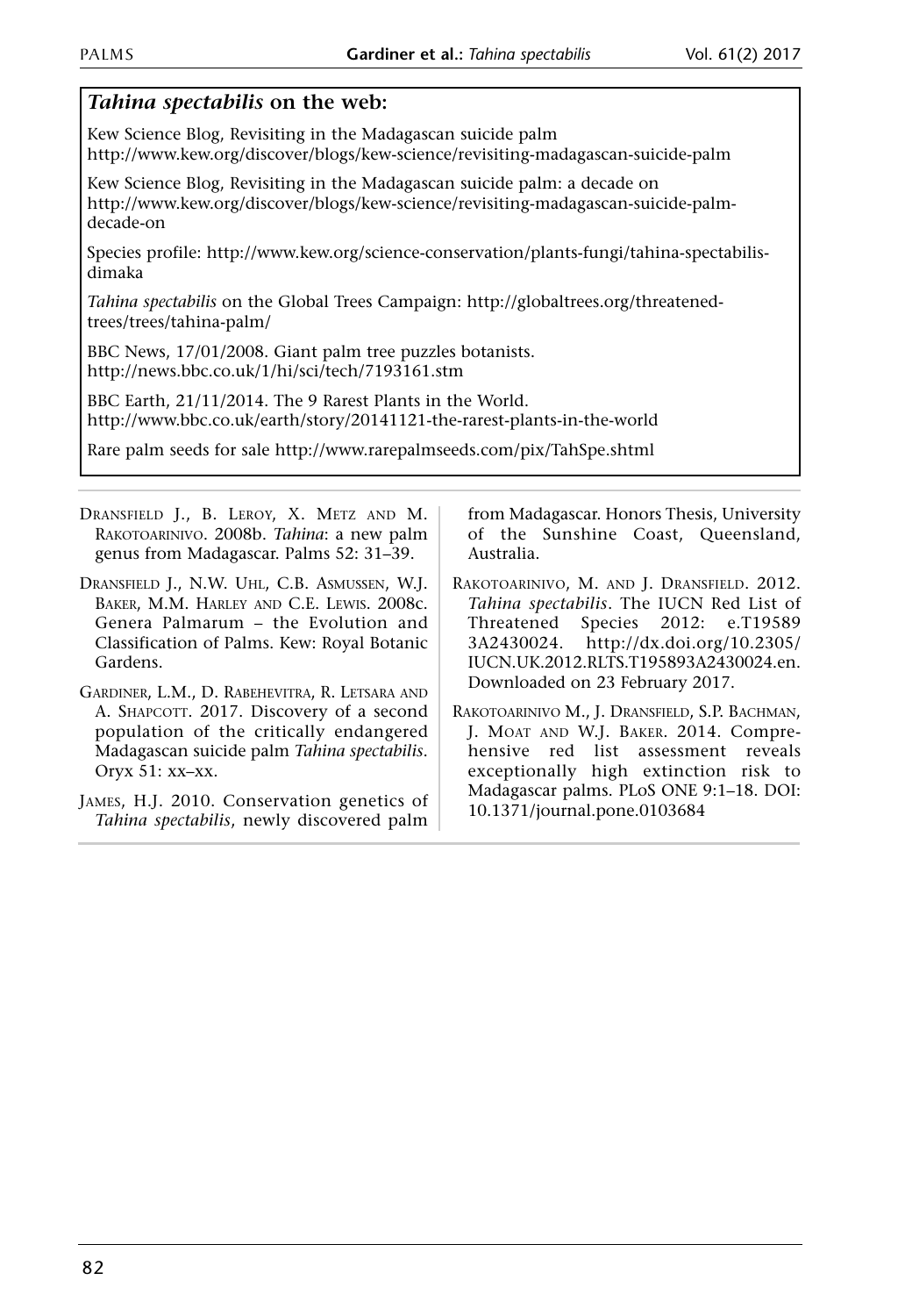### *Tahina spectabilis* on the web:

Kew Science Blog, Revisiting in the Madagascan suicide palm
http://www.kew.org/discover/blogs/kew-science/revisiting-madagascan-suicide-palm

Kew Science Blog, Revisiting in the Madagascan suicide palm: a decade on
http://www.kew.org/discover/blogs/kew-science/revisiting-madagascan-suicide-palm-decade-on

Species profile: http://www.kew.org/science-conservation/plants-fungi/tahina-spectabilis-dimaka

*Tahina spectabilis* on the Global Trees Campaign: http://globaltrees.org/threatened-trees/trees/tahina-palm/

BBC News, 17/01/2008. Giant palm tree puzzles botanists.
http://news.bbc.co.uk/1/hi/sci/tech/7193161.stm

BBC Earth, 21/11/2014. The 9 Rarest Plants in the World.
http://www.bbc.co.uk/earth/story/20141121-the-rarest-plants-in-the-world

Rare palm seeds for sale http://www.rarepalmseeds.com/pix/TahSpe.shtml

---

Dransfield J., B. Leroy, X. Metz and M. Rakotoarinivo. 2008b. *Tahina*: a new palm genus from Madagascar. Palms 52: 31–39.

Dransfield J., N.W. Uhl, C.B. Asmussen, W.J. Baker, M.M. Harley and C.E. Lewis. 2008c. Genera Palmarum – the Evolution and Classification of Palms. Kew: Royal Botanic Gardens.

Gardiner, L.M., D. Rabehevitra, R. Letsara and A. Shapcott. 2017. Discovery of a second population of the critically endangered Madagascan suicide palm *Tahina spectabilis*. Oryx 51: xx–xx.

James, H.J. 2010. Conservation genetics of *Tahina spectabilis*, newly discovered palm from Madagascar. Honors Thesis, University of the Sunshine Coast, Queensland, Australia.

Rakotoarinivo, M. and J. Dransfield. 2012. *Tahina spectabilis*. The IUCN Red List of Threatened Species 2012: e.T195893A2430024. http://dx.doi.org/10.2305/IUCN.UK.2012.RLTS.T195893A2430024.en. Downloaded on 23 February 2017.

Rakotoarinivo M., J. Dransfield, S.P. Bachman, J. Moat and W.J. Baker. 2014. Comprehensive red list assessment reveals exceptionally high extinction risk to Madagascar palms. PLoS ONE 9:1–18. DOI: 10.1371/journal.pone.0103684